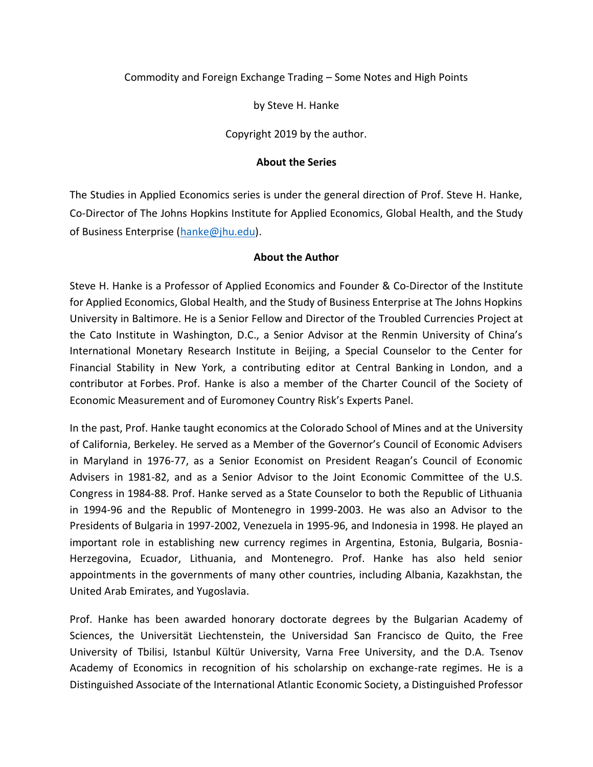Commodity and Foreign Exchange Trading – Some Notes and High Points

by Steve H. Hanke

Copyright 2019 by the author.

## About the Series

The Studies in Applied Economics series is under the general direction of Prof. Steve H. Hanke, Co-Director of The Johns Hopkins Institute for Applied Economics, Global Health, and the Study of Business Enterprise (hanke@jhu.edu).

## About the Author

Steve H. Hanke is a Professor of Applied Economics and Founder & Co-Director of the Institute for Applied Economics, Global Health, and the Study of Business Enterprise at The Johns Hopkins University in Baltimore. He is a Senior Fellow and Director of the Troubled Currencies Project at the Cato Institute in Washington, D.C., a Senior Advisor at the Renmin University of China's International Monetary Research Institute in Beijing, a Special Counselor to the Center for Financial Stability in New York, a contributing editor at Central Banking in London, and a contributor at Forbes. Prof. Hanke is also a member of the Charter Council of the Society of Economic Measurement and of Euromoney Country Risk's Experts Panel.

In the past, Prof. Hanke taught economics at the Colorado School of Mines and at the University of California, Berkeley. He served as a Member of the Governor's Council of Economic Advisers in Maryland in 1976-77, as a Senior Economist on President Reagan's Council of Economic Advisers in 1981-82, and as a Senior Advisor to the Joint Economic Committee of the U.S. Congress in 1984-88. Prof. Hanke served as a State Counselor to both the Republic of Lithuania in 1994-96 and the Republic of Montenegro in 1999-2003. He was also an Advisor to the Presidents of Bulgaria in 1997-2002, Venezuela in 1995-96, and Indonesia in 1998. He played an important role in establishing new currency regimes in Argentina, Estonia, Bulgaria, Bosnia-Herzegovina, Ecuador, Lithuania, and Montenegro. Prof. Hanke has also held senior appointments in the governments of many other countries, including Albania, Kazakhstan, the United Arab Emirates, and Yugoslavia.

Prof. Hanke has been awarded honorary doctorate degrees by the Bulgarian Academy of Sciences, the Universität Liechtenstein, the Universidad San Francisco de Quito, the Free University of Tbilisi, Istanbul Kültür University, Varna Free University, and the D.A. Tsenov Academy of Economics in recognition of his scholarship on exchange-rate regimes. He is a Distinguished Associate of the International Atlantic Economic Society, a Distinguished Professor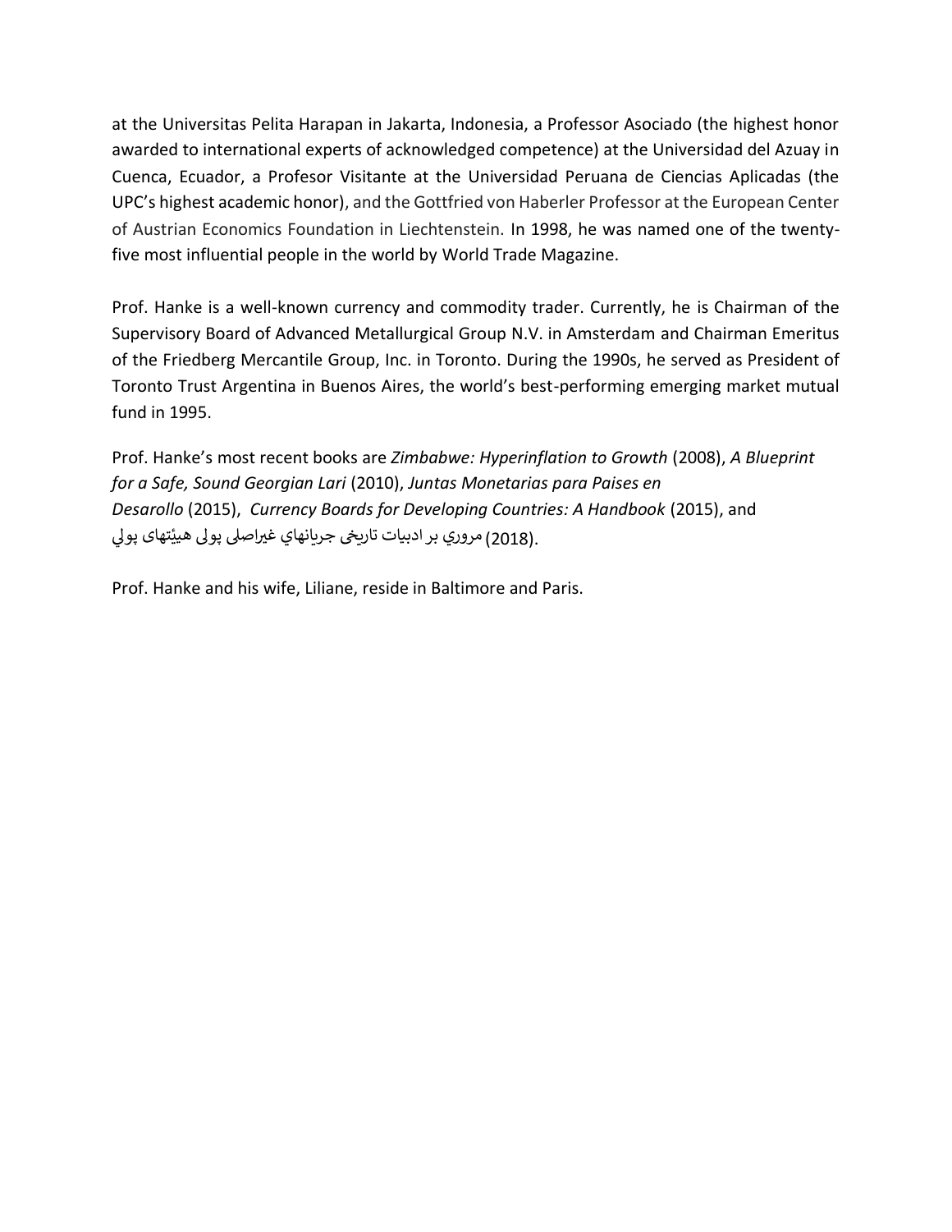at the Universitas Pelita Harapan in Jakarta, Indonesia, a Professor Asociado (the highest honor awarded to international experts of acknowledged competence) at the Universidad del Azuay in Cuenca, Ecuador, a Profesor Visitante at the Universidad Peruana de Ciencias Aplicadas (the UPC's highest academic honor), and the Gottfried von Haberler Professor at the European Center of Austrian Economics Foundation in Liechtenstein. In 1998, he was named one of the twenty-five most influential people in the world by World Trade Magazine.

Prof. Hanke is a well-known currency and commodity trader. Currently, he is Chairman of the Supervisory Board of Advanced Metallurgical Group N.V. in Amsterdam and Chairman Emeritus of the Friedberg Mercantile Group, Inc. in Toronto. During the 1990s, he served as President of Toronto Trust Argentina in Buenos Aires, the world's best-performing emerging market mutual fund in 1995.

Prof. Hanke's most recent books are *Zimbabwe: Hyperinflation to Growth* (2008), *A Blueprint for a Safe, Sound Georgian Lari* (2010), *Juntas Monetarias para Paises en Desarollo* (2015), *Currency Boards for Developing Countries: A Handbook* (2015), and مروري بر ادبيات تاريخی جريانهاي غيراصلی پولی هيئتهای پولي (2018).

Prof. Hanke and his wife, Liliane, reside in Baltimore and Paris.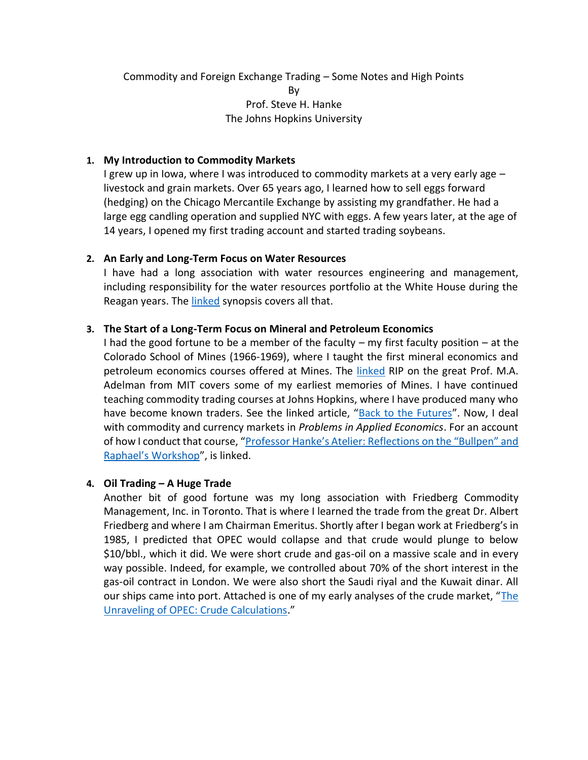Commodity and Foreign Exchange Trading – Some Notes and High Points

By

Prof. Steve H. Hanke

The Johns Hopkins University

1. **My Introduction to Commodity Markets**

   I grew up in Iowa, where I was introduced to commodity markets at a very early age – livestock and grain markets. Over 65 years ago, I learned how to sell eggs forward (hedging) on the Chicago Mercantile Exchange by assisting my grandfather. He had a large egg candling operation and supplied NYC with eggs. A few years later, at the age of 14 years, I opened my first trading account and started trading soybeans.

2. **An Early and Long-Term Focus on Water Resources**

   I have had a long association with water resources engineering and management, including responsibility for the water resources portfolio at the White House during the Reagan years. The linked synopsis covers all that.

3. **The Start of a Long-Term Focus on Mineral and Petroleum Economics**

   I had the good fortune to be a member of the faculty – my first faculty position – at the Colorado School of Mines (1966-1969), where I taught the first mineral economics and petroleum economics courses offered at Mines. The linked RIP on the great Prof. M.A. Adelman from MIT covers some of my earliest memories of Mines. I have continued teaching commodity trading courses at Johns Hopkins, where I have produced many who have become known traders. See the linked article, "Back to the Futures". Now, I deal with commodity and currency markets in *Problems in Applied Economics*. For an account of how I conduct that course, "Professor Hanke's Atelier: Reflections on the "Bullpen" and Raphael's Workshop", is linked.

4. **Oil Trading – A Huge Trade**

   Another bit of good fortune was my long association with Friedberg Commodity Management, Inc. in Toronto. That is where I learned the trade from the great Dr. Albert Friedberg and where I am Chairman Emeritus. Shortly after I began work at Friedberg's in 1985, I predicted that OPEC would collapse and that crude would plunge to below $10/bbl., which it did. We were short crude and gas-oil on a massive scale and in every way possible. Indeed, for example, we controlled about 70% of the short interest in the gas-oil contract in London. We were also short the Saudi riyal and the Kuwait dinar. All our ships came into port. Attached is one of my early analyses of the crude market, "The Unraveling of OPEC: Crude Calculations."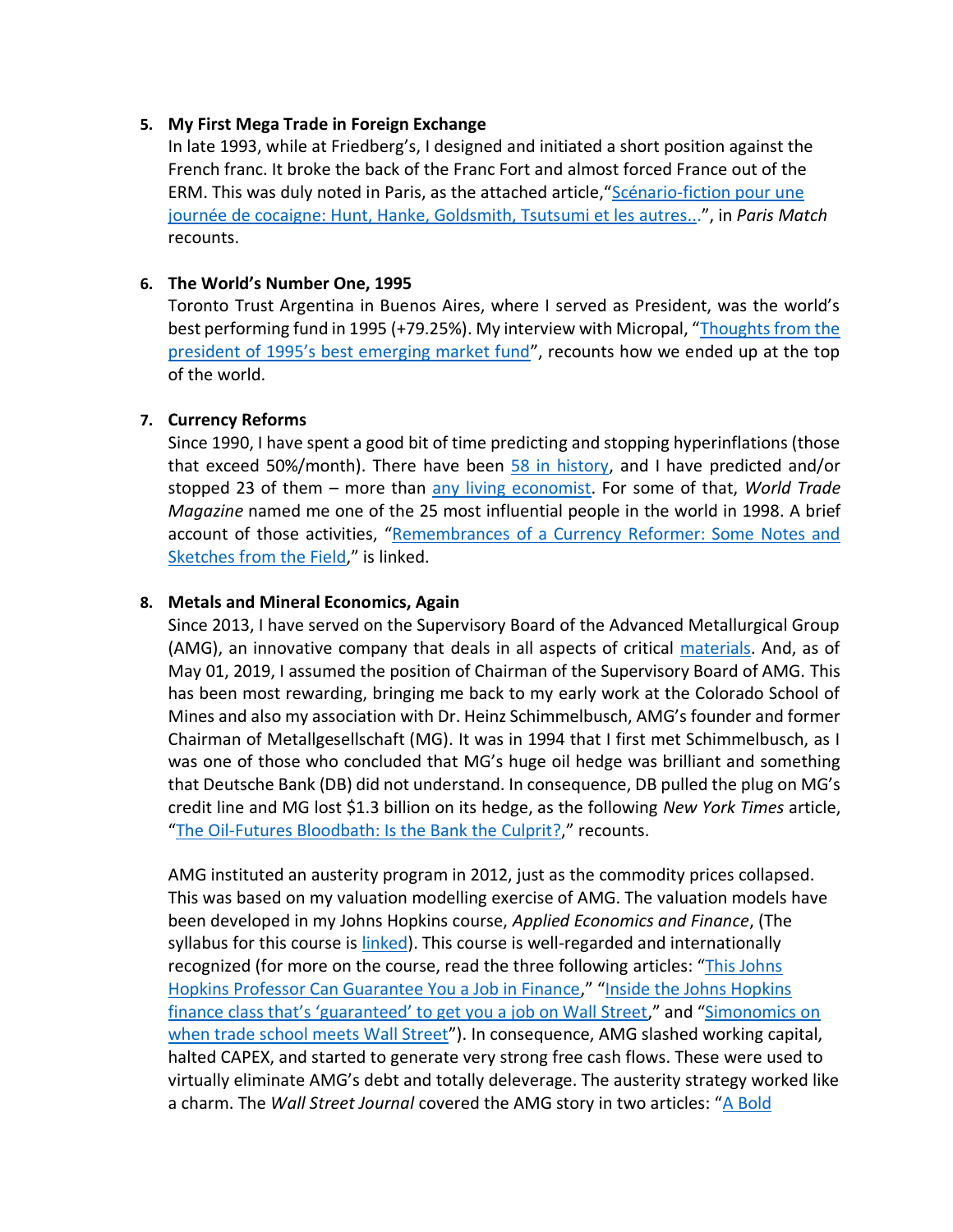5. **My First Mega Trade in Foreign Exchange**

   In late 1993, while at Friedberg's, I designed and initiated a short position against the French franc. It broke the back of the Franc Fort and almost forced France out of the ERM. This was duly noted in Paris, as the attached article,"Scénario-fiction pour une journée de cocaigne: Hunt, Hanke, Goldsmith, Tsutsumi et les autres...", in *Paris Match* recounts.

6. **The World's Number One, 1995**

   Toronto Trust Argentina in Buenos Aires, where I served as President, was the world's best performing fund in 1995 (+79.25%). My interview with Micropal, "Thoughts from the president of 1995's best emerging market fund", recounts how we ended up at the top of the world.

7. **Currency Reforms**

   Since 1990, I have spent a good bit of time predicting and stopping hyperinflations (those that exceed 50%/month). There have been 58 in history, and I have predicted and/or stopped 23 of them – more than any living economist. For some of that, *World Trade Magazine* named me one of the 25 most influential people in the world in 1998. A brief account of those activities, "Remembrances of a Currency Reformer: Some Notes and Sketches from the Field," is linked.

8. **Metals and Mineral Economics, Again**

   Since 2013, I have served on the Supervisory Board of the Advanced Metallurgical Group (AMG), an innovative company that deals in all aspects of critical materials. And, as of May 01, 2019, I assumed the position of Chairman of the Supervisory Board of AMG. This has been most rewarding, bringing me back to my early work at the Colorado School of Mines and also my association with Dr. Heinz Schimmelbusch, AMG's founder and former Chairman of Metallgesellschaft (MG). It was in 1994 that I first met Schimmelbusch, as I was one of those who concluded that MG's huge oil hedge was brilliant and something that Deutsche Bank (DB) did not understand. In consequence, DB pulled the plug on MG's credit line and MG lost $1.3 billion on its hedge, as the following *New York Times* article, "The Oil-Futures Bloodbath: Is the Bank the Culprit?," recounts.

   AMG instituted an austerity program in 2012, just as the commodity prices collapsed. This was based on my valuation modelling exercise of AMG. The valuation models have been developed in my Johns Hopkins course, *Applied Economics and Finance*, (The syllabus for this course is linked). This course is well-regarded and internationally recognized (for more on the course, read the three following articles: "This Johns Hopkins Professor Can Guarantee You a Job in Finance," "Inside the Johns Hopkins finance class that's 'guaranteed' to get you a job on Wall Street," and "Simonomics on when trade school meets Wall Street"). In consequence, AMG slashed working capital, halted CAPEX, and started to generate very strong free cash flows. These were used to virtually eliminate AMG's debt and totally deleverage. The austerity strategy worked like a charm. The *Wall Street Journal* covered the AMG story in two articles: "A Bold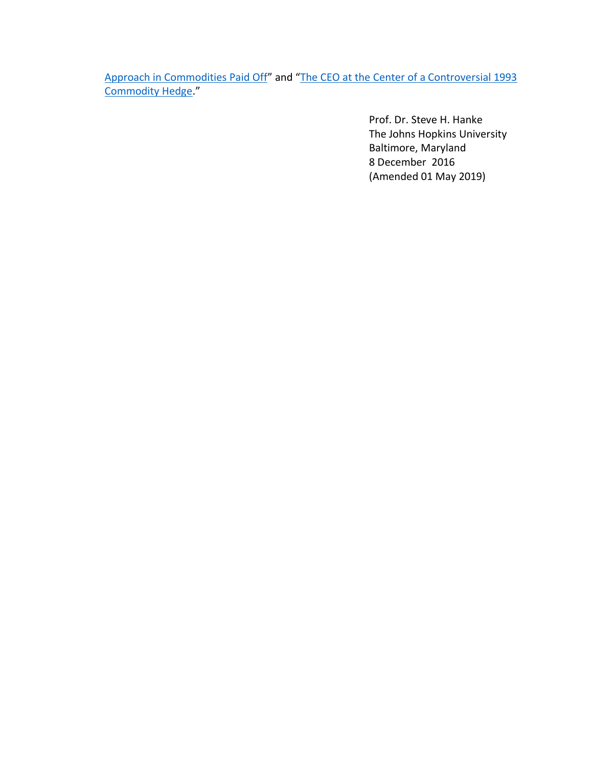Approach in Commodities Paid Off" and "The CEO at the Center of a Controversial 1993 Commodity Hedge."

Prof. Dr. Steve H. Hanke  
The Johns Hopkins University  
Baltimore, Maryland  
8 December 2016  
(Amended 01 May 2019)